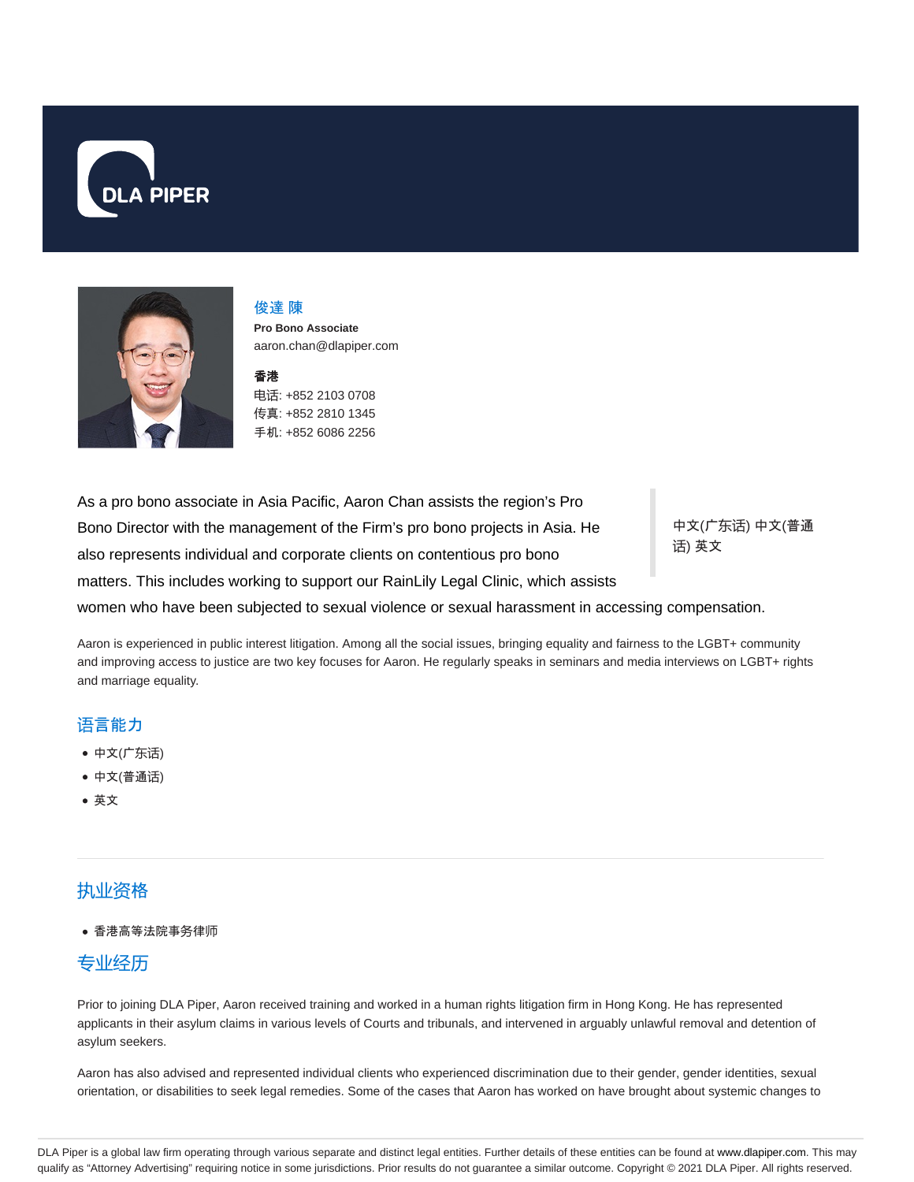DLA PIPER

# 俊達 陳

**Pro Bono Associate**
aaron.chan@dlapiper.com

**香港**
电话: +852 2103 0708
传真: +852 2810 1345
手机: +852 6086 2256

As a pro bono associate in Asia Pacific, Aaron Chan assists the region's Pro Bono Director with the management of the Firm's pro bono projects in Asia. He also represents individual and corporate clients on contentious pro bono matters. This includes working to support our RainLily Legal Clinic, which assists women who have been subjected to sexual violence or sexual harassment in accessing compensation.

中文(广东话) 中文(普通话) 英文

Aaron is experienced in public interest litigation. Among all the social issues, bringing equality and fairness to the LGBT+ community and improving access to justice are two key focuses for Aaron. He regularly speaks in seminars and media interviews on LGBT+ rights and marriage equality.

## 语言能力

- 中文(广东话)
- 中文(普通话)
- 英文

## 执业资格

- 香港高等法院事务律师

## 专业经历

Prior to joining DLA Piper, Aaron received training and worked in a human rights litigation firm in Hong Kong. He has represented applicants in their asylum claims in various levels of Courts and tribunals, and intervened in arguably unlawful removal and detention of asylum seekers.

Aaron has also advised and represented individual clients who experienced discrimination due to their gender, gender identities, sexual orientation, or disabilities to seek legal remedies. Some of the cases that Aaron has worked on have brought about systemic changes to

DLA Piper is a global law firm operating through various separate and distinct legal entities. Further details of these entities can be found at www.dlapiper.com. This may qualify as "Attorney Advertising" requiring notice in some jurisdictions. Prior results do not guarantee a similar outcome. Copyright © 2021 DLA Piper. All rights reserved.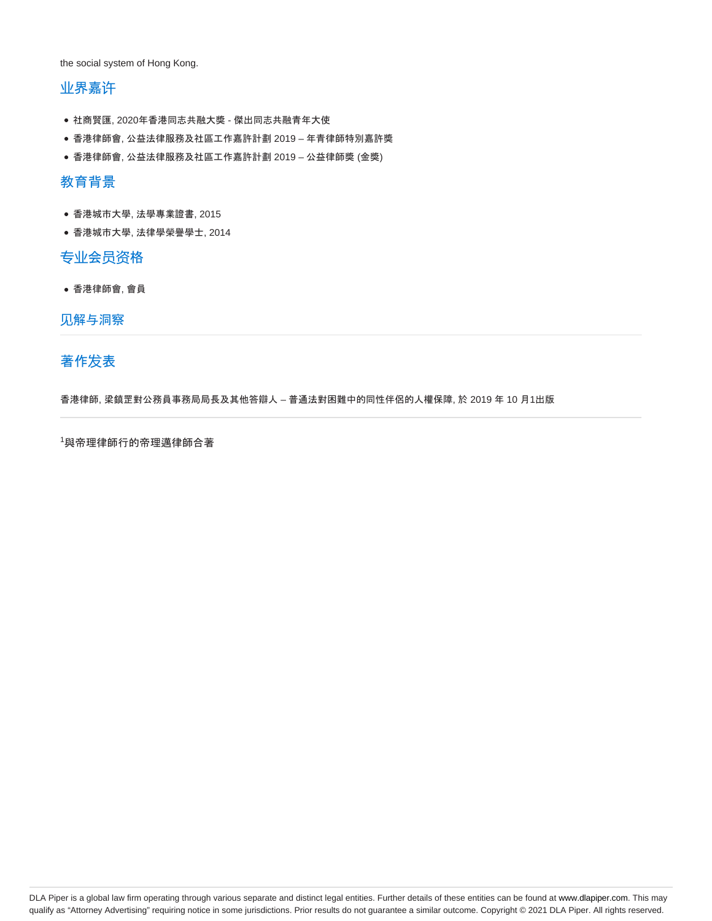the social system of Hong Kong.

## 业界嘉许

- 社商賢匯, 2020年香港同志共融大獎 - 傑出同志共融青年大使
- 香港律師會, 公益法律服務及社區工作嘉許計劃 2019 – 年青律師特別嘉許獎
- 香港律師會, 公益法律服務及社區工作嘉許計劃 2019 – 公益律師獎 (金獎)

## 教育背景

- 香港城市大學, 法學專業證書, 2015
- 香港城市大學, 法律學榮譽學士, 2014

## 专业会员资格

- 香港律師會, 會員

## 见解与洞察

---

## 著作发表

香港律師, 梁鎮罡對公務員事務局局長及其他答辯人 – 普通法對困難中的同性伴侶的人權保障, 於 2019 年 10 月1出版

---

[1]與帝理律師行的帝理邁律師合著

DLA Piper is a global law firm operating through various separate and distinct legal entities. Further details of these entities can be found at www.dlapiper.com. This may qualify as "Attorney Advertising" requiring notice in some jurisdictions. Prior results do not guarantee a similar outcome. Copyright © 2021 DLA Piper. All rights reserved.